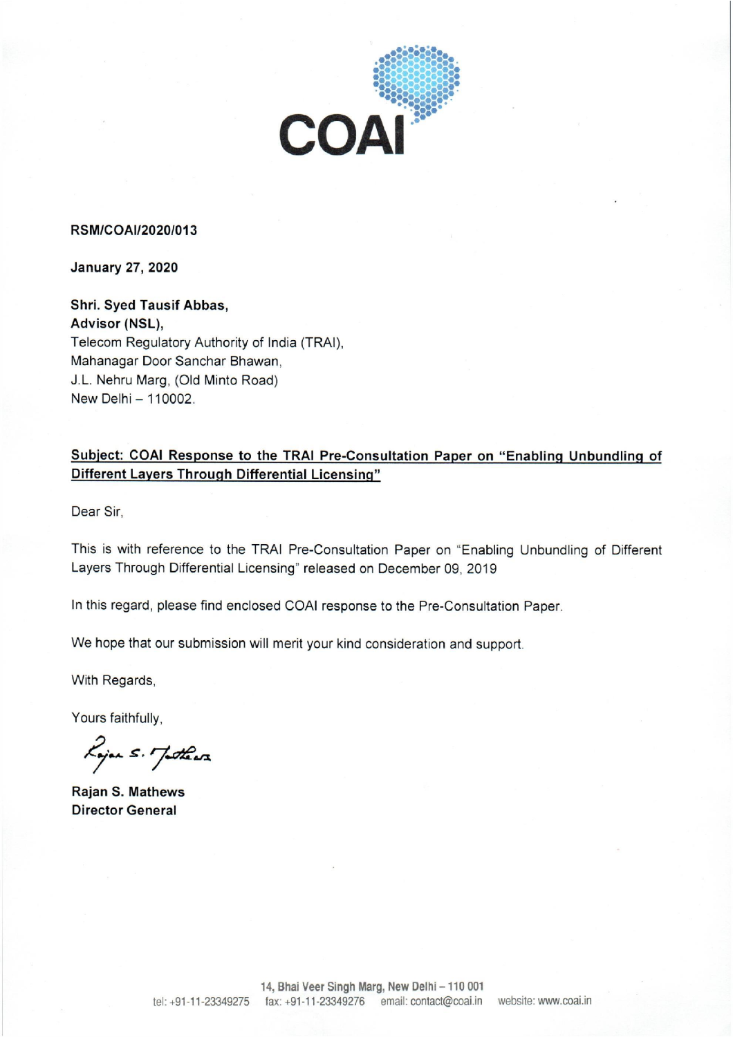COAI

**RSM/COAI/2020/013**

**January 27, 2020**

**Shri. Syed Tausif Abbas,**
**Advisor (NSL),**
Telecom Regulatory Authority of India (TRAI),
Mahanagar Door Sanchar Bhawan,
J.L. Nehru Marg, (Old Minto Road)
New Delhi – 110002.

**Subject: COAI Response to the TRAI Pre-Consultation Paper on "Enabling Unbundling of Different Layers Through Differential Licensing"**

Dear Sir,

This is with reference to the TRAI Pre-Consultation Paper on "Enabling Unbundling of Different Layers Through Differential Licensing" released on December 09, 2019

In this regard, please find enclosed COAI response to the Pre-Consultation Paper.

We hope that our submission will merit your kind consideration and support.

With Regards,

Yours faithfully,

**Rajan S. Mathews**
**Director General**

14, Bhai Veer Singh Marg, New Delhi – 110 001
tel: +91-11-23349275 fax: +91-11-23349276 email: contact@coai.in website: www.coai.in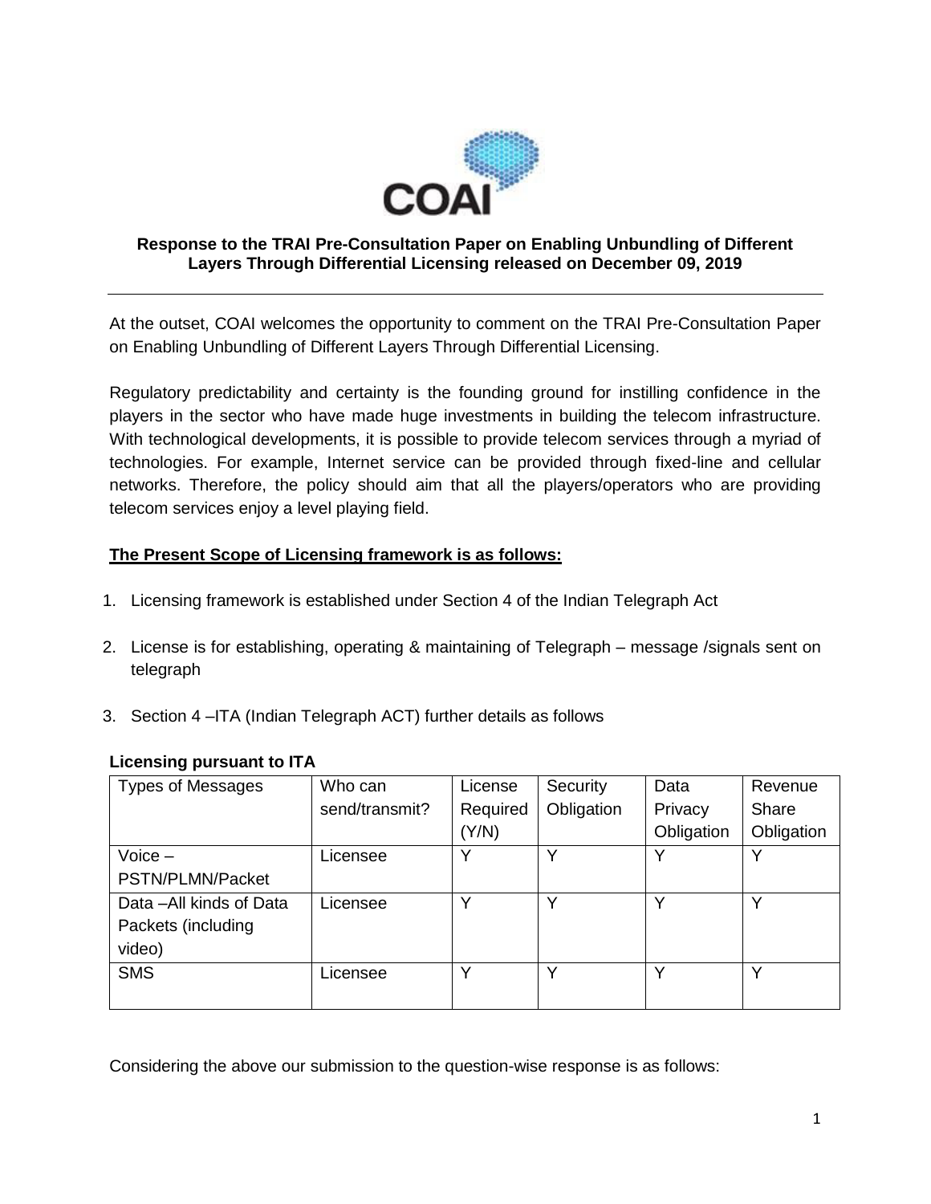**Response to the TRAI Pre-Consultation Paper on Enabling Unbundling of Different Layers Through Differential Licensing released on December 09, 2019**

---

At the outset, COAI welcomes the opportunity to comment on the TRAI Pre-Consultation Paper on Enabling Unbundling of Different Layers Through Differential Licensing.

Regulatory predictability and certainty is the founding ground for instilling confidence in the players in the sector who have made huge investments in building the telecom infrastructure. With technological developments, it is possible to provide telecom services through a myriad of technologies. For example, Internet service can be provided through fixed-line and cellular networks. Therefore, the policy should aim that all the players/operators who are providing telecom services enjoy a level playing field.

**The Present Scope of Licensing framework is as follows:**

1. Licensing framework is established under Section 4 of the Indian Telegraph Act
2. License is for establishing, operating & maintaining of Telegraph – message /signals sent on telegraph
3. Section 4 –ITA (Indian Telegraph ACT) further details as follows

**Licensing pursuant to ITA**

| Types of Messages | Who can send/transmit? | License Required (Y/N) | Security Obligation | Data Privacy Obligation | Revenue Share Obligation |
|---|---|---|---|---|---|
| Voice – PSTN/PLMN/Packet | Licensee | Y | Y | Y | Y |
| Data –All kinds of Data Packets (including video) | Licensee | Y | Y | Y | Y |
| SMS | Licensee | Y | Y | Y | Y |

Considering the above our submission to the question-wise response is as follows: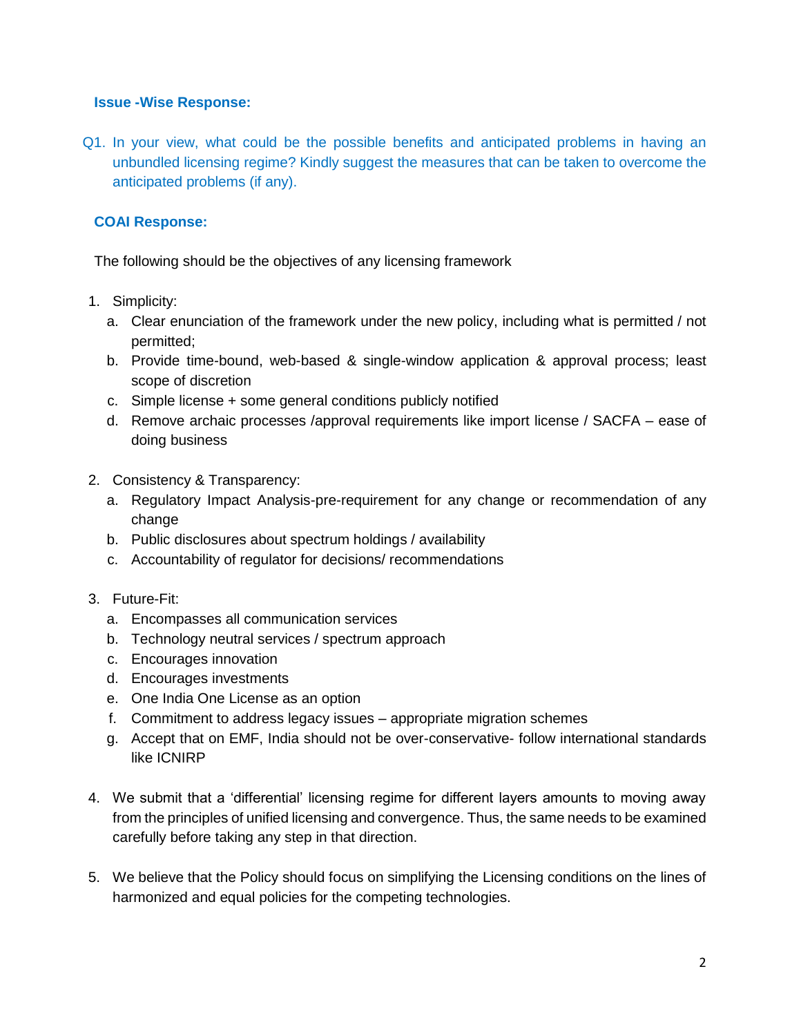**Issue -Wise Response:**

Q1. In your view, what could be the possible benefits and anticipated problems in having an unbundled licensing regime? Kindly suggest the measures that can be taken to overcome the anticipated problems (if any).

**COAI Response:**

The following should be the objectives of any licensing framework

1. Simplicity:
   a. Clear enunciation of the framework under the new policy, including what is permitted / not permitted;
   b. Provide time-bound, web-based & single-window application & approval process; least scope of discretion
   c. Simple license + some general conditions publicly notified
   d. Remove archaic processes /approval requirements like import license / SACFA – ease of doing business

2. Consistency & Transparency:
   a. Regulatory Impact Analysis-pre-requirement for any change or recommendation of any change
   b. Public disclosures about spectrum holdings / availability
   c. Accountability of regulator for decisions/ recommendations

3. Future-Fit:
   a. Encompasses all communication services
   b. Technology neutral services / spectrum approach
   c. Encourages innovation
   d. Encourages investments
   e. One India One License as an option
   f. Commitment to address legacy issues – appropriate migration schemes
   g. Accept that on EMF, India should not be over-conservative- follow international standards like ICNIRP

4. We submit that a 'differential' licensing regime for different layers amounts to moving away from the principles of unified licensing and convergence. Thus, the same needs to be examined carefully before taking any step in that direction.

5. We believe that the Policy should focus on simplifying the Licensing conditions on the lines of harmonized and equal policies for the competing technologies.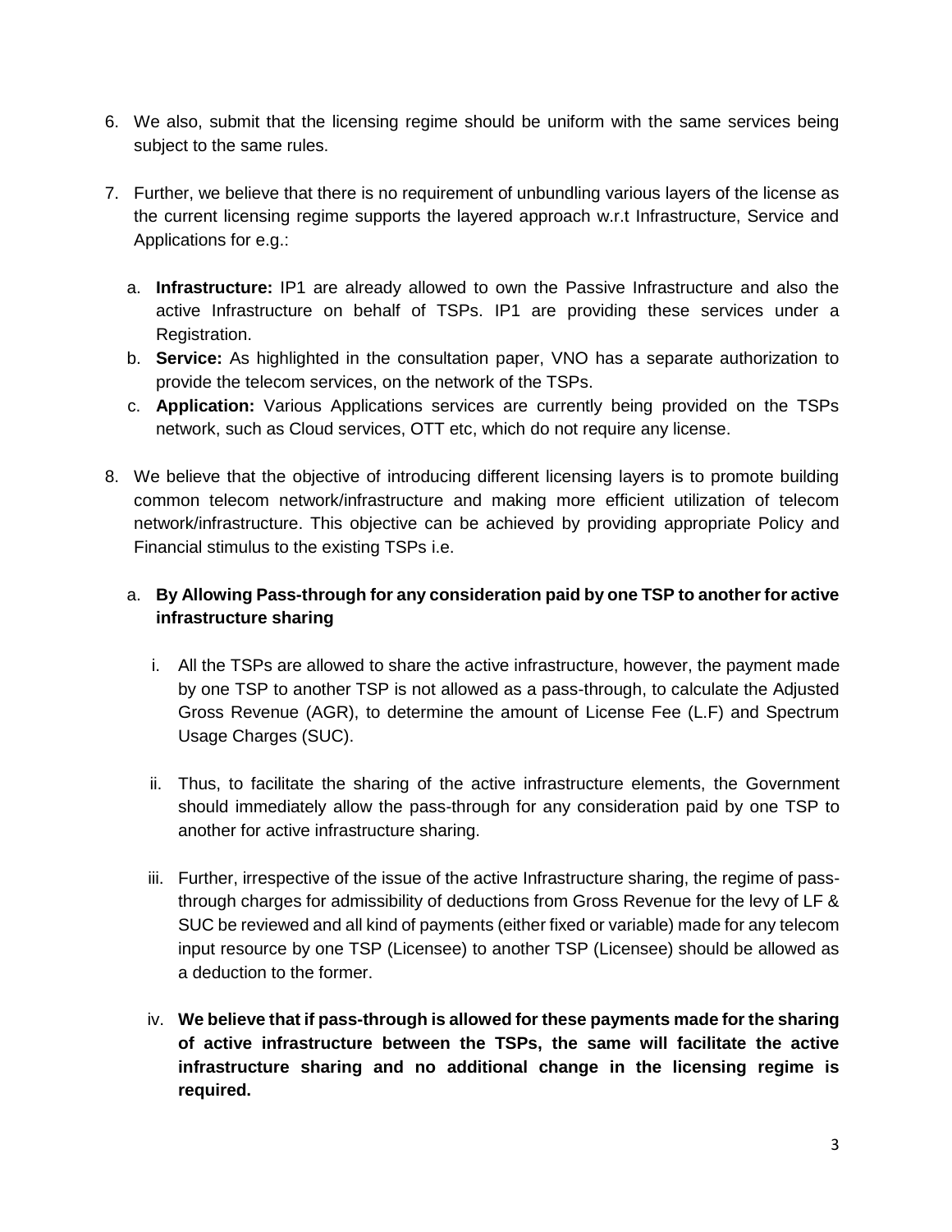6. We also, submit that the licensing regime should be uniform with the same services being subject to the same rules.

7. Further, we believe that there is no requirement of unbundling various layers of the license as the current licensing regime supports the layered approach w.r.t Infrastructure, Service and Applications for e.g.:

   a. **Infrastructure:** IP1 are already allowed to own the Passive Infrastructure and also the active Infrastructure on behalf of TSPs. IP1 are providing these services under a Registration.
   b. **Service:** As highlighted in the consultation paper, VNO has a separate authorization to provide the telecom services, on the network of the TSPs.
   c. **Application:** Various Applications services are currently being provided on the TSPs network, such as Cloud services, OTT etc, which do not require any license.

8. We believe that the objective of introducing different licensing layers is to promote building common telecom network/infrastructure and making more efficient utilization of telecom network/infrastructure. This objective can be achieved by providing appropriate Policy and Financial stimulus to the existing TSPs i.e.

   a. **By Allowing Pass-through for any consideration paid by one TSP to another for active infrastructure sharing**

      i. All the TSPs are allowed to share the active infrastructure, however, the payment made by one TSP to another TSP is not allowed as a pass-through, to calculate the Adjusted Gross Revenue (AGR), to determine the amount of License Fee (L.F) and Spectrum Usage Charges (SUC).

      ii. Thus, to facilitate the sharing of the active infrastructure elements, the Government should immediately allow the pass-through for any consideration paid by one TSP to another for active infrastructure sharing.

      iii. Further, irrespective of the issue of the active Infrastructure sharing, the regime of pass-through charges for admissibility of deductions from Gross Revenue for the levy of LF & SUC be reviewed and all kind of payments (either fixed or variable) made for any telecom input resource by one TSP (Licensee) to another TSP (Licensee) should be allowed as a deduction to the former.

      iv. **We believe that if pass-through is allowed for these payments made for the sharing of active infrastructure between the TSPs, the same will facilitate the active infrastructure sharing and no additional change in the licensing regime is required.**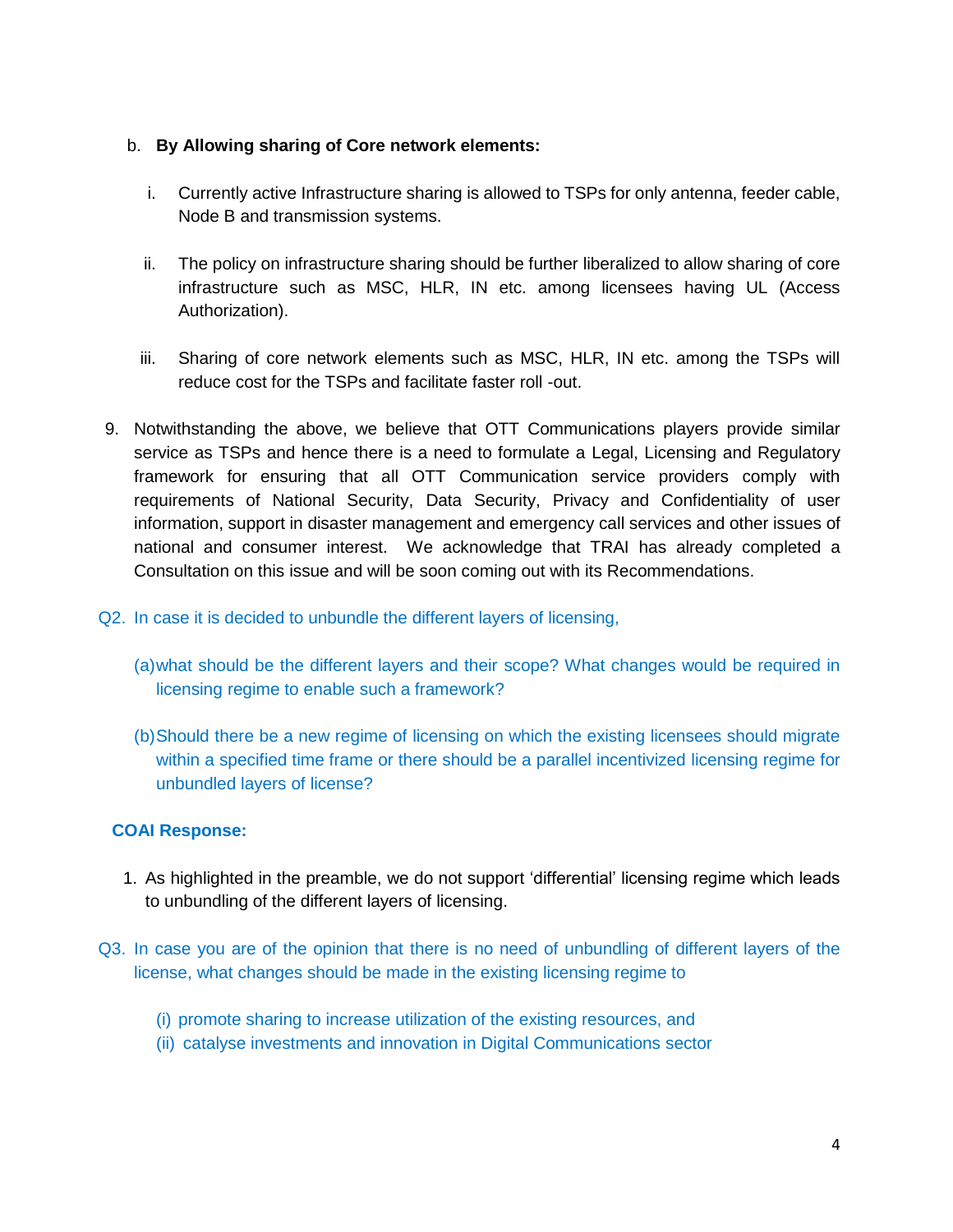b. **By Allowing sharing of Core network elements:**

   i. Currently active Infrastructure sharing is allowed to TSPs for only antenna, feeder cable, Node B and transmission systems.

   ii. The policy on infrastructure sharing should be further liberalized to allow sharing of core infrastructure such as MSC, HLR, IN etc. among licensees having UL (Access Authorization).

   iii. Sharing of core network elements such as MSC, HLR, IN etc. among the TSPs will reduce cost for the TSPs and facilitate faster roll -out.

9. Notwithstanding the above, we believe that OTT Communications players provide similar service as TSPs and hence there is a need to formulate a Legal, Licensing and Regulatory framework for ensuring that all OTT Communication service providers comply with requirements of National Security, Data Security, Privacy and Confidentiality of user information, support in disaster management and emergency call services and other issues of national and consumer interest. We acknowledge that TRAI has already completed a Consultation on this issue and will be soon coming out with its Recommendations.

Q2. In case it is decided to unbundle the different layers of licensing,

(a) what should be the different layers and their scope? What changes would be required in licensing regime to enable such a framework?

(b) Should there be a new regime of licensing on which the existing licensees should migrate within a specified time frame or there should be a parallel incentivized licensing regime for unbundled layers of license?

**COAI Response:**

1. As highlighted in the preamble, we do not support 'differential' licensing regime which leads to unbundling of the different layers of licensing.

Q3. In case you are of the opinion that there is no need of unbundling of different layers of the license, what changes should be made in the existing licensing regime to

(i) promote sharing to increase utilization of the existing resources, and
(ii) catalyse investments and innovation in Digital Communications sector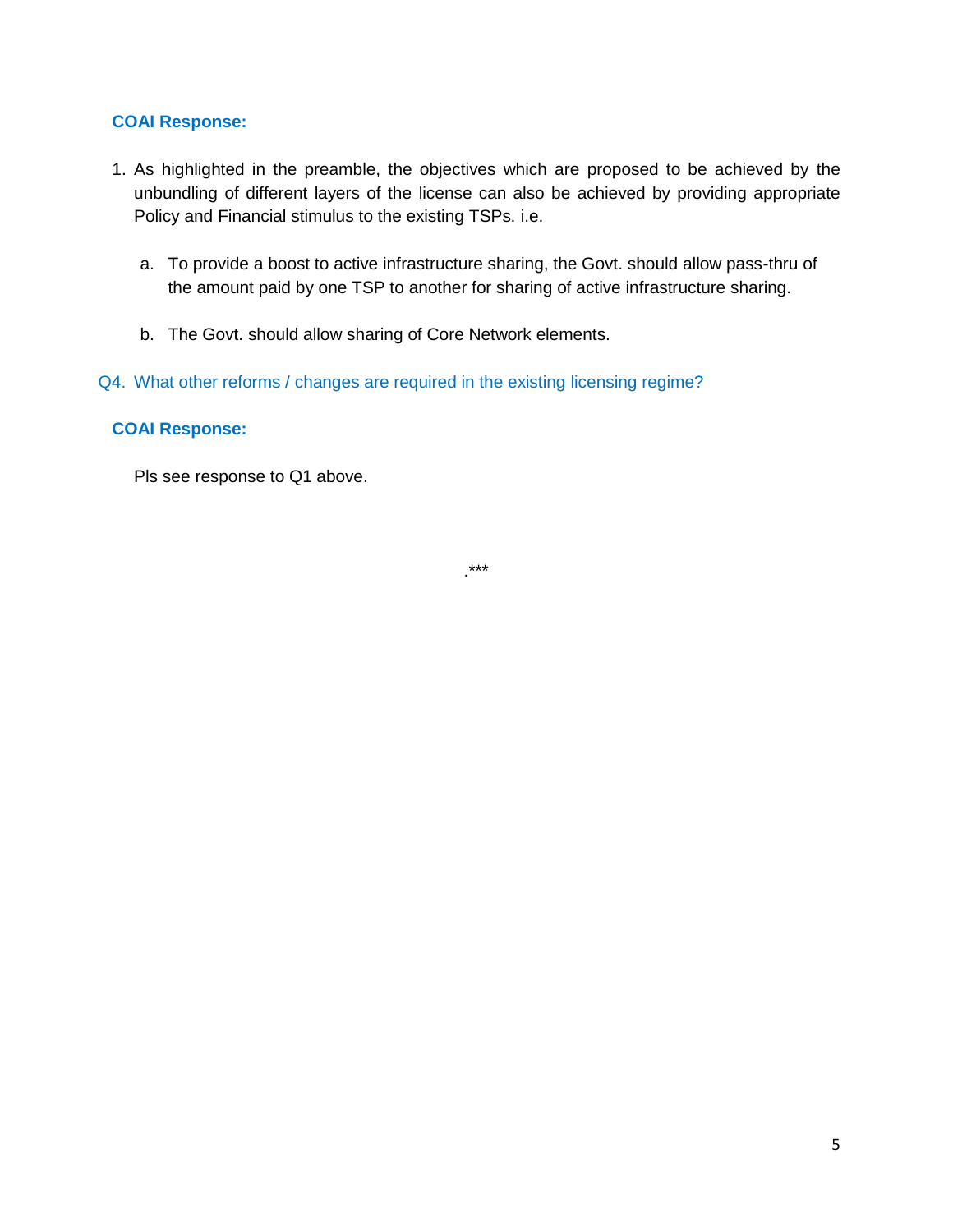**COAI Response:**

1. As highlighted in the preamble, the objectives which are proposed to be achieved by the unbundling of different layers of the license can also be achieved by providing appropriate Policy and Financial stimulus to the existing TSPs. i.e.

   a. To provide a boost to active infrastructure sharing, the Govt. should allow pass-thru of the amount paid by one TSP to another for sharing of active infrastructure sharing.

   b. The Govt. should allow sharing of Core Network elements.

Q4. What other reforms / changes are required in the existing licensing regime?

**COAI Response:**

Pls see response to Q1 above.

.***